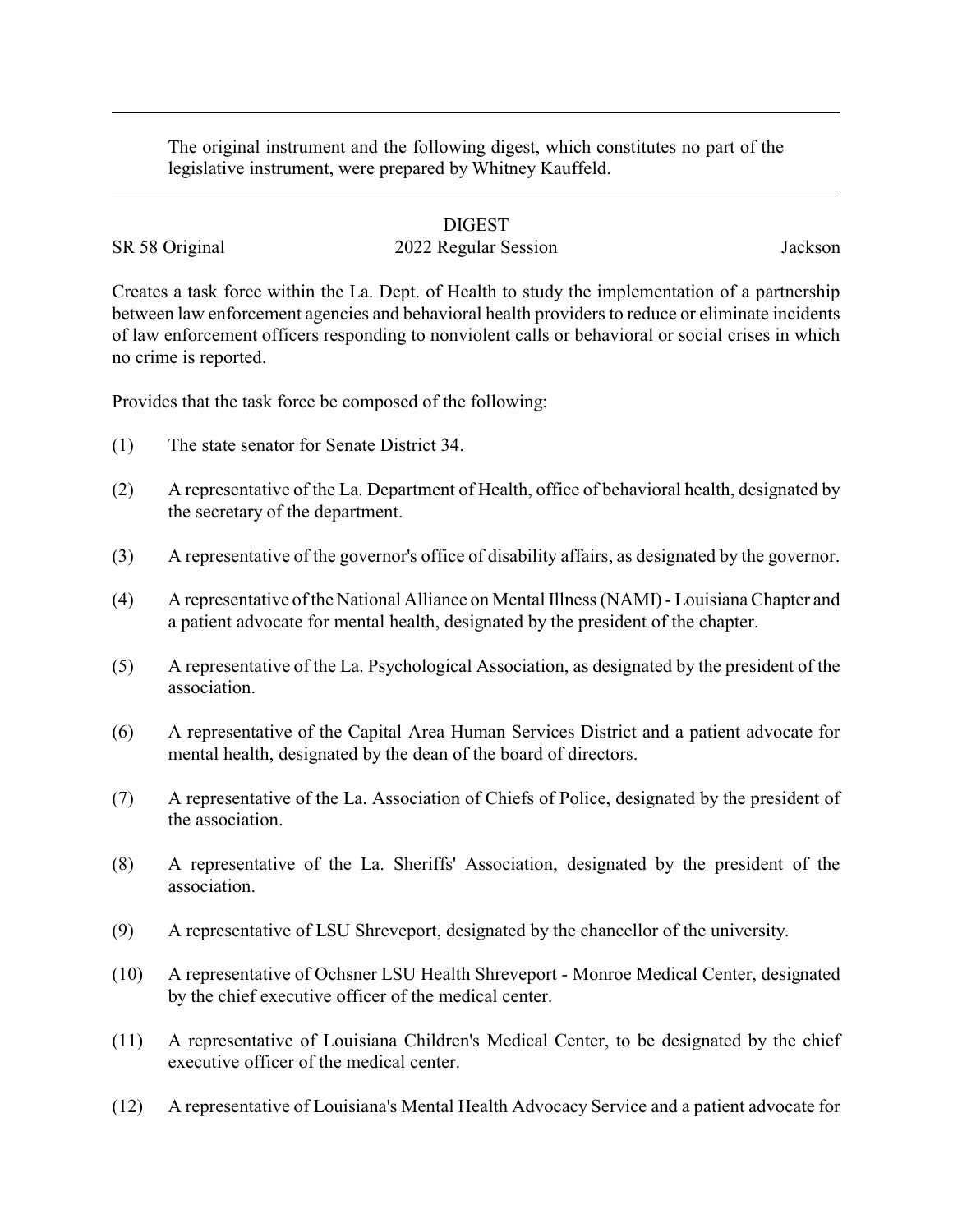The original instrument and the following digest, which constitutes no part of the legislative instrument, were prepared by Whitney Kauffeld.

DIGEST

SR 58 Original 2022 Regular Session Jackson

Creates a task force within the La. Dept. of Health to study the implementation of a partnership between law enforcement agencies and behavioral health providers to reduce or eliminate incidents of law enforcement officers responding to nonviolent calls or behavioral or social crises in which no crime is reported.

Provides that the task force be composed of the following:

(1) The state senator for Senate District 34.

(2) A representative of the La. Department of Health, office of behavioral health, designated by the secretary of the department.

(3) A representative of the governor's office of disability affairs, as designated by the governor.

(4) A representative of the National Alliance on Mental Illness (NAMI) - Louisiana Chapter and a patient advocate for mental health, designated by the president of the chapter.

(5) A representative of the La. Psychological Association, as designated by the president of the association.

(6) A representative of the Capital Area Human Services District and a patient advocate for mental health, designated by the dean of the board of directors.

(7) A representative of the La. Association of Chiefs of Police, designated by the president of the association.

(8) A representative of the La. Sheriffs' Association, designated by the president of the association.

(9) A representative of LSU Shreveport, designated by the chancellor of the university.

(10) A representative of Ochsner LSU Health Shreveport - Monroe Medical Center, designated by the chief executive officer of the medical center.

(11) A representative of Louisiana Children's Medical Center, to be designated by the chief executive officer of the medical center.

(12) A representative of Louisiana's Mental Health Advocacy Service and a patient advocate for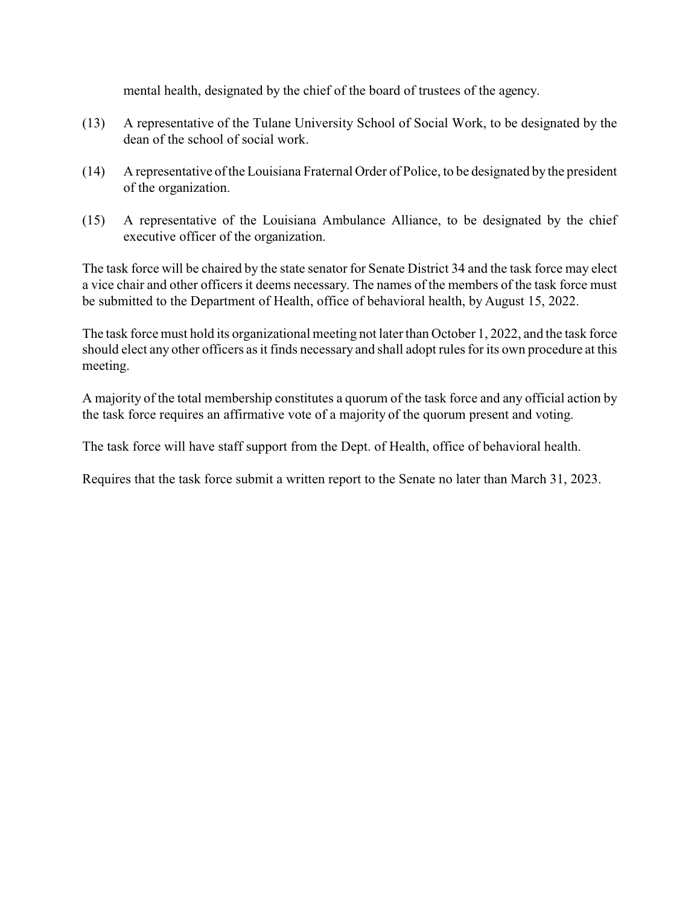mental health, designated by the chief of the board of trustees of the agency.

(13) A representative of the Tulane University School of Social Work, to be designated by the dean of the school of social work.

(14) A representative of the Louisiana Fraternal Order of Police, to be designated by the president of the organization.

(15) A representative of the Louisiana Ambulance Alliance, to be designated by the chief executive officer of the organization.

The task force will be chaired by the state senator for Senate District 34 and the task force may elect a vice chair and other officers it deems necessary. The names of the members of the task force must be submitted to the Department of Health, office of behavioral health, by August 15, 2022.

The task force must hold its organizational meeting not later than October 1, 2022, and the task force should elect any other officers as it finds necessary and shall adopt rules for its own procedure at this meeting.

A majority of the total membership constitutes a quorum of the task force and any official action by the task force requires an affirmative vote of a majority of the quorum present and voting.

The task force will have staff support from the Dept. of Health, office of behavioral health.

Requires that the task force submit a written report to the Senate no later than March 31, 2023.